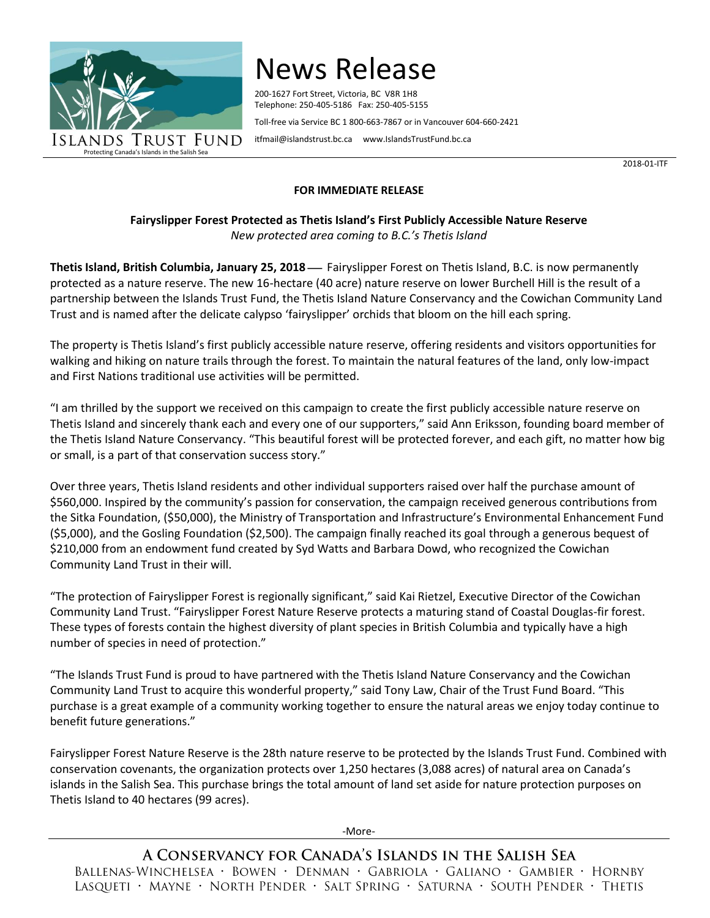# News Release

ISLANDS TRUST FUND
Protecting Canada's Islands in the Salish Sea

200-1627 Fort Street, Victoria, BC V8R 1H8
Telephone: 250-405-5186 Fax: 250-405-5155

Toll-free via Service BC 1 800-663-7867 or in Vancouver 604-660-2421

itfmail@islandstrust.bc.ca www.IslandsTrustFund.bc.ca

2018-01-ITF

**FOR IMMEDIATE RELEASE**

**Fairyslipper Forest Protected as Thetis Island's First Publicly Accessible Nature Reserve**
*New protected area coming to B.C.'s Thetis Island*

**Thetis Island, British Columbia, January 25, 2018** — Fairyslipper Forest on Thetis Island, B.C. is now permanently protected as a nature reserve. The new 16-hectare (40 acre) nature reserve on lower Burchell Hill is the result of a partnership between the Islands Trust Fund, the Thetis Island Nature Conservancy and the Cowichan Community Land Trust and is named after the delicate calypso 'fairyslipper' orchids that bloom on the hill each spring.

The property is Thetis Island's first publicly accessible nature reserve, offering residents and visitors opportunities for walking and hiking on nature trails through the forest. To maintain the natural features of the land, only low-impact and First Nations traditional use activities will be permitted.

"I am thrilled by the support we received on this campaign to create the first publicly accessible nature reserve on Thetis Island and sincerely thank each and every one of our supporters," said Ann Eriksson, founding board member of the Thetis Island Nature Conservancy. "This beautiful forest will be protected forever, and each gift, no matter how big or small, is a part of that conservation success story."

Over three years, Thetis Island residents and other individual supporters raised over half the purchase amount of $560,000. Inspired by the community's passion for conservation, the campaign received generous contributions from the Sitka Foundation, ($50,000), the Ministry of Transportation and Infrastructure's Environmental Enhancement Fund ($5,000), and the Gosling Foundation ($2,500). The campaign finally reached its goal through a generous bequest of $210,000 from an endowment fund created by Syd Watts and Barbara Dowd, who recognized the Cowichan Community Land Trust in their will.

"The protection of Fairyslipper Forest is regionally significant," said Kai Rietzel, Executive Director of the Cowichan Community Land Trust. "Fairyslipper Forest Nature Reserve protects a maturing stand of Coastal Douglas-fir forest. These types of forests contain the highest diversity of plant species in British Columbia and typically have a high number of species in need of protection."

"The Islands Trust Fund is proud to have partnered with the Thetis Island Nature Conservancy and the Cowichan Community Land Trust to acquire this wonderful property," said Tony Law, Chair of the Trust Fund Board. "This purchase is a great example of a community working together to ensure the natural areas we enjoy today continue to benefit future generations."

Fairyslipper Forest Nature Reserve is the 28th nature reserve to be protected by the Islands Trust Fund. Combined with conservation covenants, the organization protects over 1,250 hectares (3,088 acres) of natural area on Canada's islands in the Salish Sea. This purchase brings the total amount of land set aside for nature protection purposes on Thetis Island to 40 hectares (99 acres).

-More-

A CONSERVANCY FOR CANADA'S ISLANDS IN THE SALISH SEA
BALLENAS-WINCHELSEA · BOWEN · DENMAN · GABRIOLA · GALIANO · GAMBIER · HORNBY
LASQUETI · MAYNE · NORTH PENDER · SALT SPRING · SATURNA · SOUTH PENDER · THETIS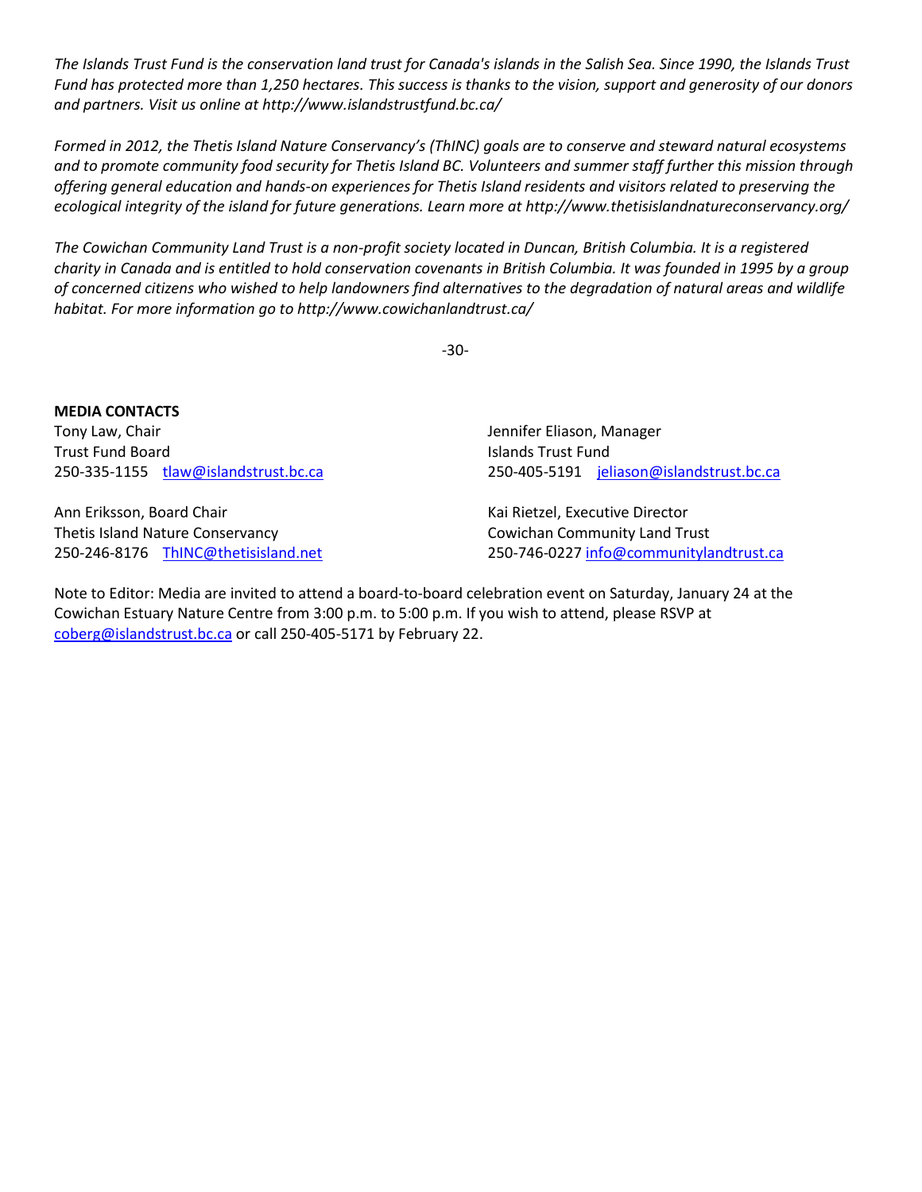*The Islands Trust Fund is the conservation land trust for Canada's islands in the Salish Sea. Since 1990, the Islands Trust Fund has protected more than 1,250 hectares. This success is thanks to the vision, support and generosity of our donors and partners. Visit us online at http://www.islandstrustfund.bc.ca/*

*Formed in 2012, the Thetis Island Nature Conservancy's (ThINC) goals are to conserve and steward natural ecosystems and to promote community food security for Thetis Island BC. Volunteers and summer staff further this mission through offering general education and hands-on experiences for Thetis Island residents and visitors related to preserving the ecological integrity of the island for future generations. Learn more at http://www.thetisislandnatureconservancy.org/*

*The Cowichan Community Land Trust is a non-profit society located in Duncan, British Columbia. It is a registered charity in Canada and is entitled to hold conservation covenants in British Columbia. It was founded in 1995 by a group of concerned citizens who wished to help landowners find alternatives to the degradation of natural areas and wildlife habitat. For more information go to http://www.cowichanlandtrust.ca/*

-30-

**MEDIA CONTACTS**

Tony Law, Chair
Trust Fund Board
250-335-1155 tlaw@islandstrust.bc.ca

Jennifer Eliason, Manager
Islands Trust Fund
250-405-5191 jeliason@islandstrust.bc.ca

Ann Eriksson, Board Chair
Thetis Island Nature Conservancy
250-246-8176 ThINC@thetisisland.net

Kai Rietzel, Executive Director
Cowichan Community Land Trust
250-746-0227 info@communitylandtrust.ca

Note to Editor: Media are invited to attend a board-to-board celebration event on Saturday, January 24 at the Cowichan Estuary Nature Centre from 3:00 p.m. to 5:00 p.m. If you wish to attend, please RSVP at coberg@islandstrust.bc.ca or call 250-405-5171 by February 22.